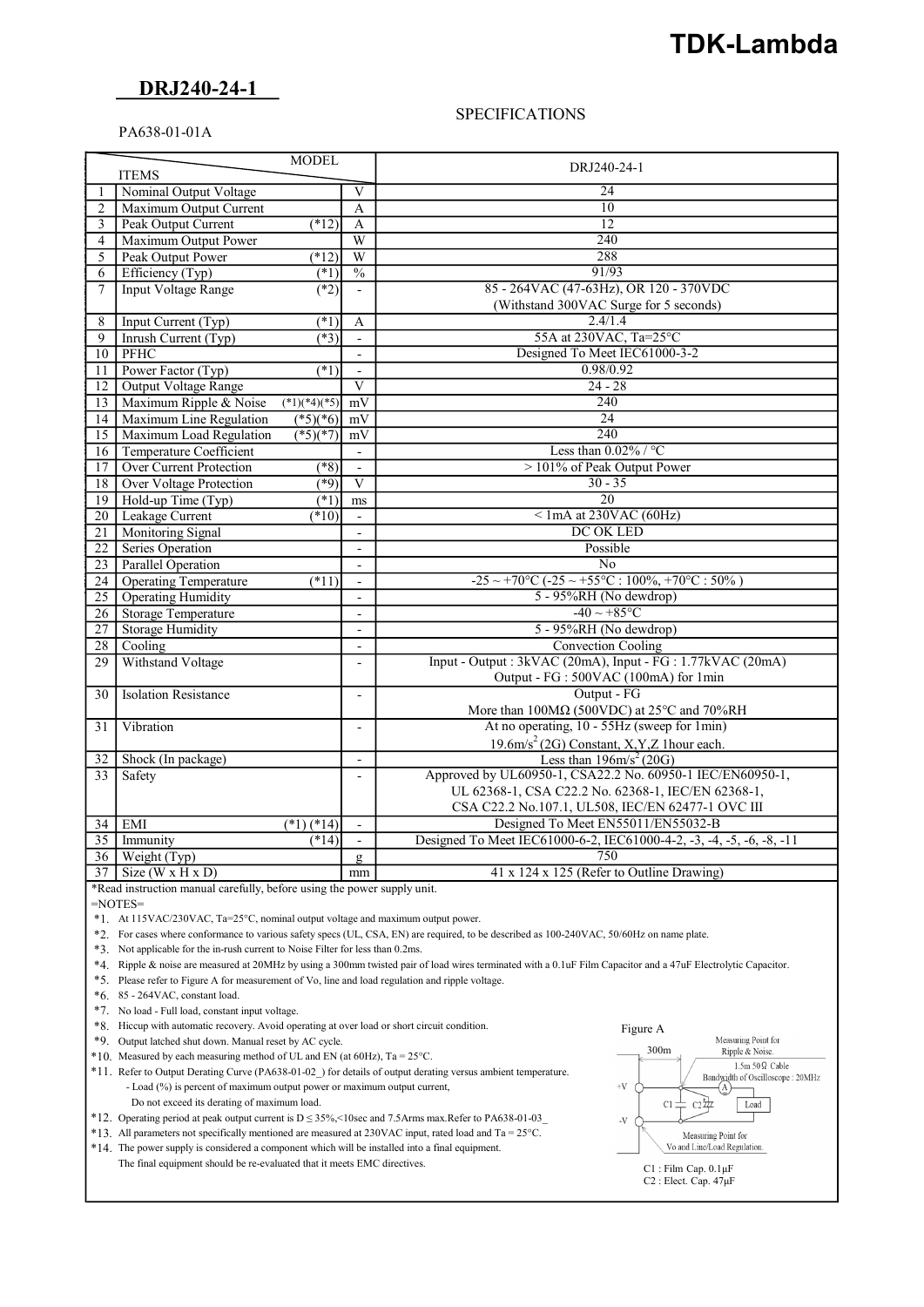# TDK-Lambda

## DRJ240-24-1

SPECIFICATIONS

PA638-01-01A

| | ITEMS / MODEL | | | DRJ240-24-1 |
|---|---|---|---|---|
| 1 | Nominal Output Voltage | | V | 24 |
| 2 | Maximum Output Current | | A | 10 |
| 3 | Peak Output Current | (*12) | A | 12 |
| 4 | Maximum Output Power | | W | 240 |
| 5 | Peak Output Power | (*12) | W | 288 |
| 6 | Efficiency (Typ) | (*1) | % | 91/93 |
| 7 | Input Voltage Range | (*2) | - | 85 - 264VAC (47-63Hz), OR 120 - 370VDC (Withstand 300VAC Surge for 5 seconds) |
| 8 | Input Current (Typ) | (*1) | A | 2.4/1.4 |
| 9 | Inrush Current (Typ) | (*3) | - | 55A at 230VAC, Ta=25°C |
| 10 | PFHC | | - | Designed To Meet IEC61000-3-2 |
| 11 | Power Factor (Typ) | (*1) | - | 0.98/0.92 |
| 12 | Output Voltage Range | | V | 24 - 28 |
| 13 | Maximum Ripple & Noise | (*1)(*4)(*5) | mV | 240 |
| 14 | Maximum Line Regulation | (*5)(*6) | mV | 24 |
| 15 | Maximum Load Regulation | (*5)(*7) | mV | 240 |
| 16 | Temperature Coefficient | | - | Less than 0.02% / °C |
| 17 | Over Current Protection | (*8) | - | > 101% of Peak Output Power |
| 18 | Over Voltage Protection | (*9) | V | 30 - 35 |
| 19 | Hold-up Time (Typ) | (*1) | ms | 20 |
| 20 | Leakage Current | (*10) | - | < 1mA at 230VAC (60Hz) |
| 21 | Monitoring Signal | | - | DC OK LED |
| 22 | Series Operation | | - | Possible |
| 23 | Parallel Operation | | - | No |
| 24 | Operating Temperature | (*11) | - | -25 ~ +70°C (-25 ~ +55°C : 100%, +70°C : 50% ) |
| 25 | Operating Humidity | | - | 5 - 95%RH (No dewdrop) |
| 26 | Storage Temperature | | - | -40 ~ +85°C |
| 27 | Storage Humidity | | - | 5 - 95%RH (No dewdrop) |
| 28 | Cooling | | - | Convection Cooling |
| 29 | Withstand Voltage | | - | Input - Output : 3kVAC (20mA), Input - FG : 1.77kVAC (20mA) Output - FG : 500VAC (100mA) for 1min |
| 30 | Isolation Resistance | | - | Output - FG More than 100MΩ (500VDC) at 25°C and 70%RH |
| 31 | Vibration | | - | At no operating, 10 - 55Hz (sweep for 1min) 19.6m/s$^2$ (2G) Constant, X,Y,Z 1hour each. |
| 32 | Shock (In package) | | - | Less than 196m/s$^2$ (20G) |
| 33 | Safety | | - | Approved by UL60950-1, CSA22.2 No. 60950-1 IEC/EN60950-1, UL 62368-1, CSA C22.2 No. 62368-1, IEC/EN 62368-1, CSA C22.2 No.107.1, UL508, IEC/EN 62477-1 OVC III |
| 34 | EMI | (*1) (*14) | - | Designed To Meet EN55011/EN55032-B |
| 35 | Immunity | (*14) | - | Designed To Meet IEC61000-6-2, IEC61000-4-2, -3, -4, -5, -6, -8, -11 |
| 36 | Weight (Typ) | | g | 750 |
| 37 | Size (W x H x D) | | mm | 41 x 124 x 125 (Refer to Outline Drawing) |

*Read instruction manual carefully, before using the power supply unit.

=NOTES=

*1. At 115VAC/230VAC, Ta=25°C, nominal output voltage and maximum output power.
*2. For cases where conformance to various safety specs (UL, CSA, EN) are required, to be described as 100-240VAC, 50/60Hz on name plate.
*3. Not applicable for the in-rush current to Noise Filter for less than 0.2ms.
*4. Ripple & noise are measured at 20MHz by using a 300mm twisted pair of load wires terminated with a 0.1uF Film Capacitor and a 47uF Electrolytic Capacitor.
*5. Please refer to Figure A for measurement of Vo, line and load regulation and ripple voltage.
*6. 85 - 264VAC, constant load.
*7. No load - Full load, constant input voltage.
*8. Hiccup with automatic recovery. Avoid operating at over load or short circuit condition.
*9. Output latched shut down. Manual reset by AC cycle.
*10. Measured by each measuring method of UL and EN (at 60Hz), Ta = 25°C.
*11. Refer to Output Derating Curve (PA638-01-02_) for details of output derating versus ambient temperature.
- Load (%) is percent of maximum output power or maximum output current,
Do not exceed its derating of maximum load.
*12. Operating period at peak output current is D ≤ 35%,<10sec and 7.5Arms max.Refer to PA638-01-03_
*13. All parameters not specifically mentioned are measured at 230VAC input, rated load and Ta = 25°C.
*14. The power supply is considered a component which will be installed into a final equipment.
The final equipment should be re-evaluated that it meets EMC directives.

Figure A

300m — Measuring Point for Ripple & Noise. 1.5m 50Ω Cable, Bandwidth of Oscilloscope : 20MHz. +V, -V, C1, C2, Load. Measuring Point for Vo and Line/Load Regulation.

C1 : Film Cap. 0.1μF
C2 : Elect. Cap. 47μF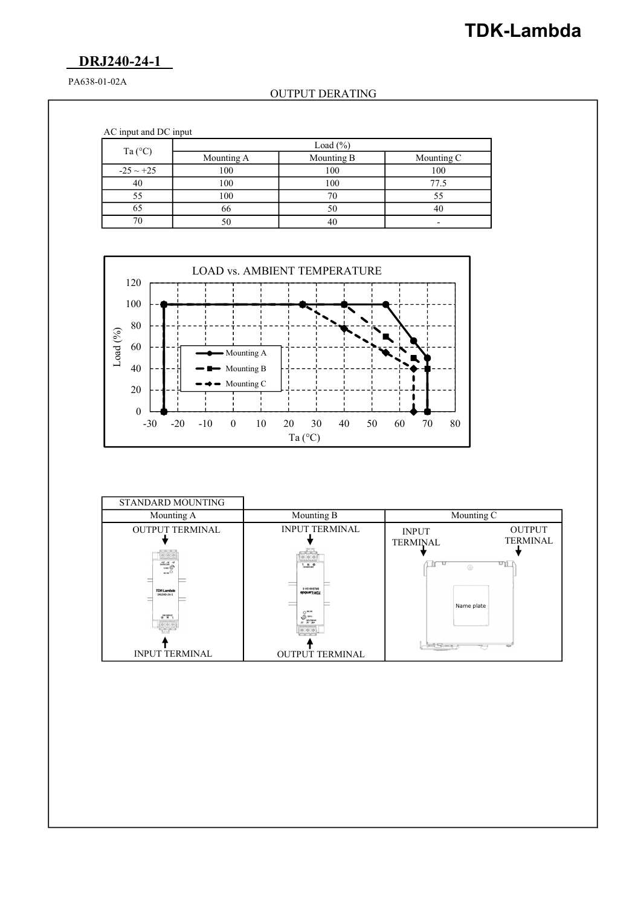# DRJ240-24-1

PA638-01-02A

## OUTPUT DERATING

AC input and DC input

| Ta (°C) | Load (%) | | |
|---|---|---|---|
| | Mounting A | Mounting B | Mounting C |
| -25 ~ +25 | 100 | 100 | 100 |
| 40 | 100 | 100 | 77.5 |
| 55 | 100 | 70 | 55 |
| 65 | 66 | 50 | 40 |
| 70 | 50 | 40 | - |

LOAD vs. AMBIENT TEMPERATURE

| STANDARD MOUNTING | | |
|---|---|---|
| Mounting A | Mounting B | Mounting C |
| OUTPUT TERMINAL / INPUT TERMINAL | INPUT TERMINAL / OUTPUT TERMINAL | INPUT TERMINAL / OUTPUT TERMINAL / Name plate |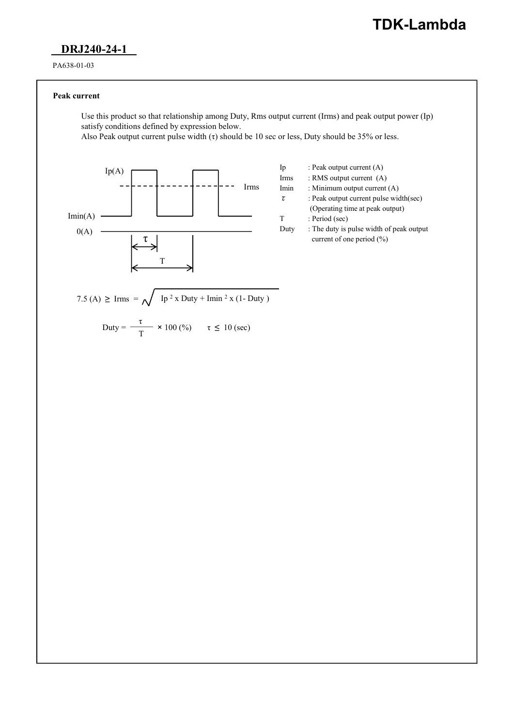**DRJ240-24-1**

PA638-01-03

**Peak current**

Use this product so that relationship among Duty, Rms output current (Irms) and peak output power (Ip) satisfy conditions defined by expression below.
Also Peak output current pulse width (τ) should be 10 sec or less, Duty should be 35% or less.

Ip(A)

Irms

Imin(A)

0(A)

τ

T

| | |
|---|---|
| Ip | : Peak output current (A) |
| Irms | : RMS output current (A) |
| Imin | : Minimum output current (A) |
| τ | : Peak output current pulse width(sec) (Operating time at peak output) |
| T | : Period (sec) |
| Duty | : The duty is pulse width of peak output current of one period (%) |

$$7.5\ (A) \geq Irms = \sqrt{Ip^2 \times Duty + Imin^2 \times (1 - Duty)}$$

$$Duty = \frac{\tau}{T} \times 100\ (\%) \qquad \tau \leq 10\ (sec)$$